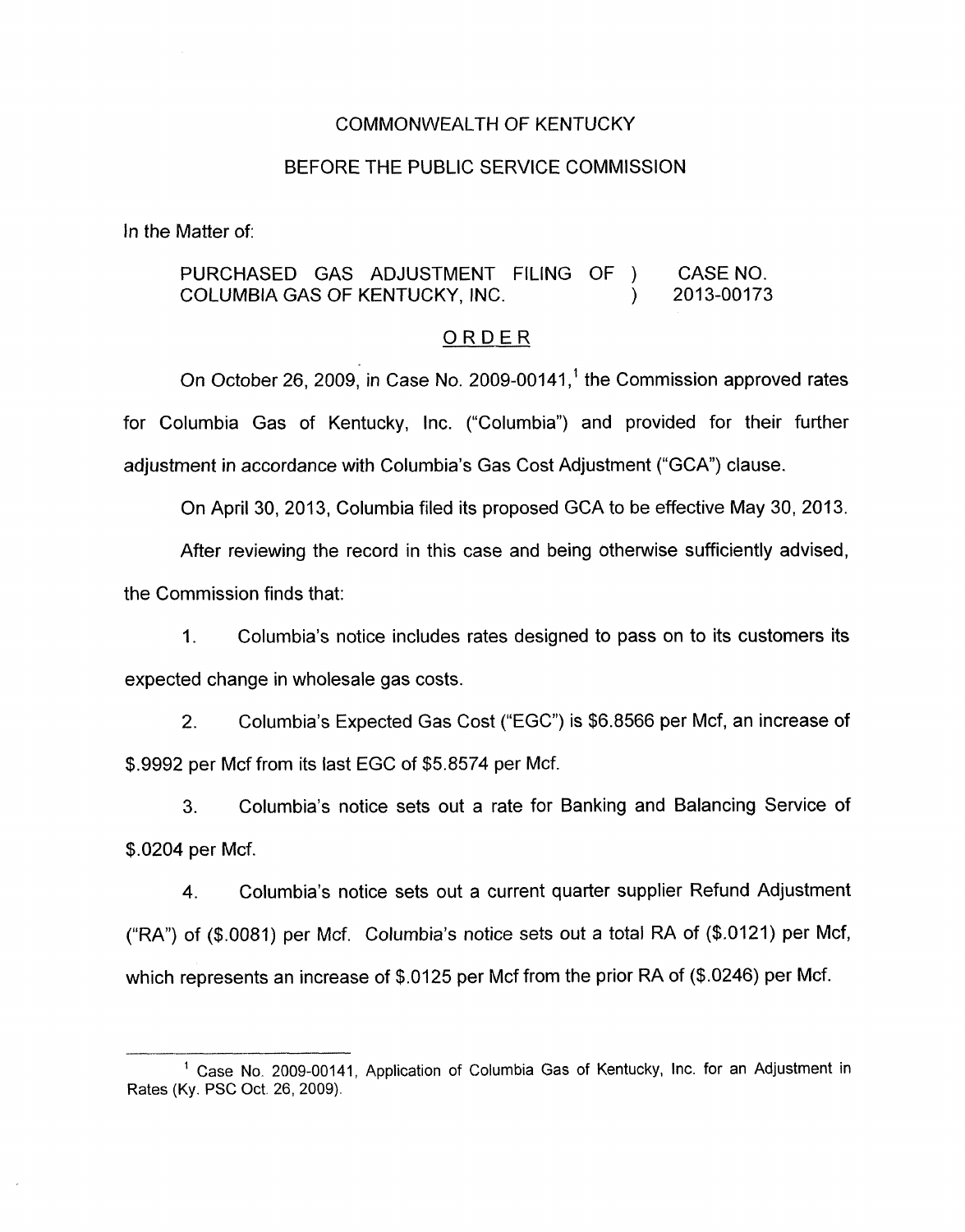COMMONWEALTH OF KENTUCKY

BEFORE THE PUBLIC SERVICE COMMISSION

In the Matter of:

| | | |
|---|---|---|
| PURCHASED GAS ADJUSTMENT FILING OF COLUMBIA GAS OF KENTUCKY, INC. | ) ) | CASE NO. 2013-00173 |

## ORDER

On October 26, 2009, in Case No. 2009-00141,[1] the Commission approved rates for Columbia Gas of Kentucky, Inc. ("Columbia") and provided for their further adjustment in accordance with Columbia's Gas Cost Adjustment ("GCA") clause.

On April 30, 2013, Columbia filed its proposed GCA to be effective May 30, 2013.

After reviewing the record in this case and being otherwise sufficiently advised, the Commission finds that:

1. Columbia's notice includes rates designed to pass on to its customers its expected change in wholesale gas costs.

2. Columbia's Expected Gas Cost ("EGC") is $6.8566 per Mcf, an increase of $.9992 per Mcf from its last EGC of $5.8574 per Mcf.

3. Columbia's notice sets out a rate for Banking and Balancing Service of $.0204 per Mcf.

4. Columbia's notice sets out a current quarter supplier Refund Adjustment ("RA") of ($.0081) per Mcf. Columbia's notice sets out a total RA of ($.0121) per Mcf, which represents an increase of $.0125 per Mcf from the prior RA of ($.0246) per Mcf.

[1] Case No. 2009-00141, Application of Columbia Gas of Kentucky, Inc. for an Adjustment in Rates (Ky. PSC Oct. 26, 2009).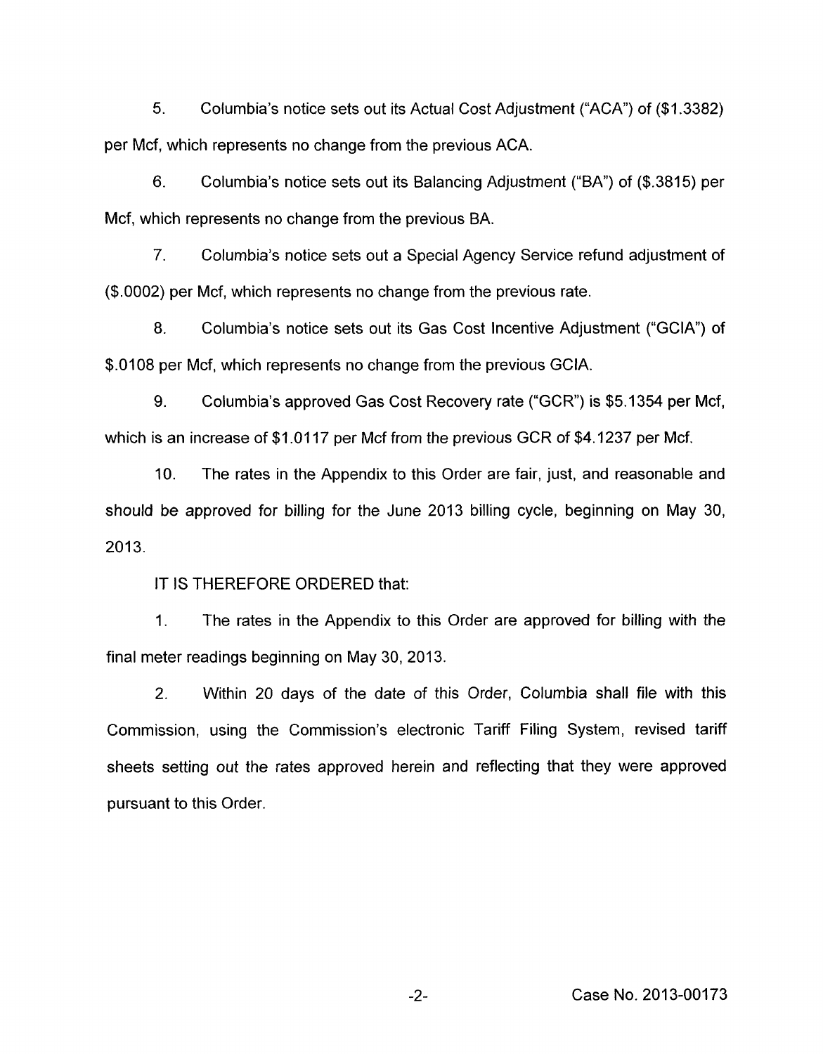5. Columbia's notice sets out its Actual Cost Adjustment ("ACA") of ($1.3382) per Mcf, which represents no change from the previous ACA.

6. Columbia's notice sets out its Balancing Adjustment ("BA") of ($.3815) per Mcf, which represents no change from the previous BA.

7. Columbia's notice sets out a Special Agency Service refund adjustment of ($.0002) per Mcf, which represents no change from the previous rate.

8. Columbia's notice sets out its Gas Cost Incentive Adjustment ("GCIA") of $.0108 per Mcf, which represents no change from the previous GCIA.

9. Columbia's approved Gas Cost Recovery rate ("GCR") is $5.1354 per Mcf, which is an increase of $1.0117 per Mcf from the previous GCR of $4.1237 per Mcf.

10. The rates in the Appendix to this Order are fair, just, and reasonable and should be approved for billing for the June 2013 billing cycle, beginning on May 30, 2013.

IT IS THEREFORE ORDERED that:

1. The rates in the Appendix to this Order are approved for billing with the final meter readings beginning on May 30, 2013.

2. Within 20 days of the date of this Order, Columbia shall file with this Commission, using the Commission's electronic Tariff Filing System, revised tariff sheets setting out the rates approved herein and reflecting that they were approved pursuant to this Order.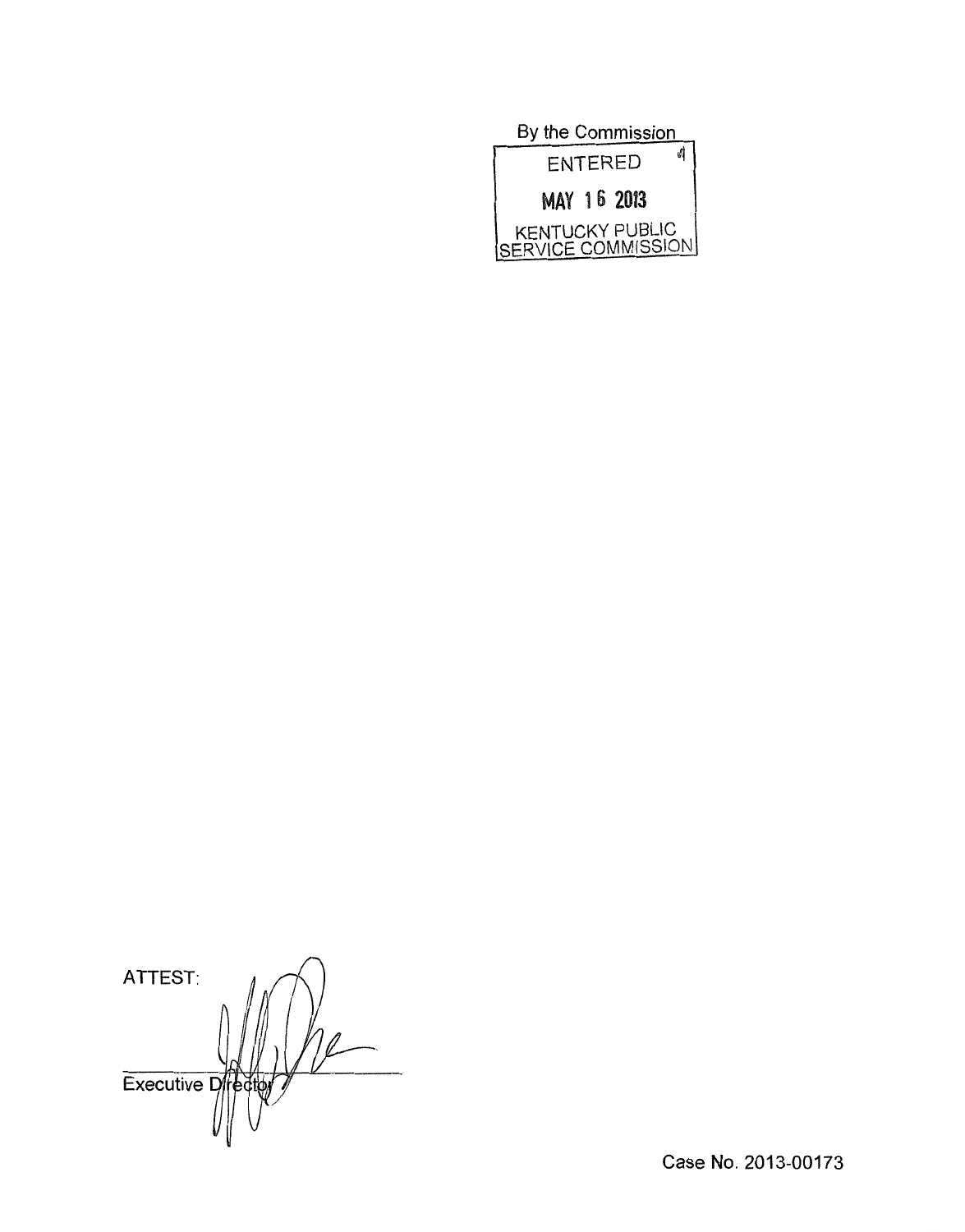By the Commission

ENTERED

MAY 16 2013

KENTUCKY PUBLIC SERVICE COMMISSION

ATTEST:

Executive Director

Case No. 2013-00173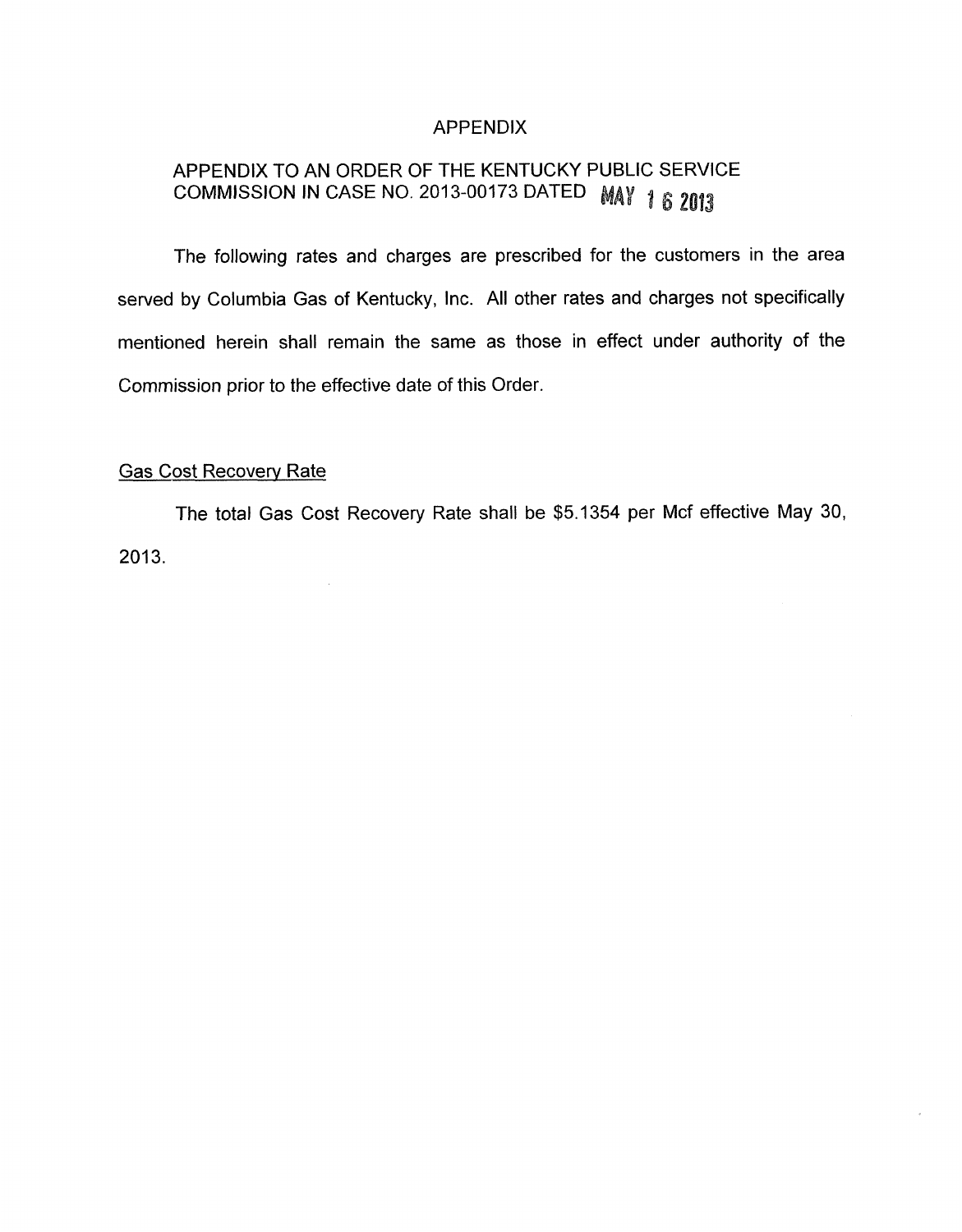# APPENDIX

## APPENDIX TO AN ORDER OF THE KENTUCKY PUBLIC SERVICE COMMISSION IN CASE NO. 2013-00173 DATED MAY 16 2013

The following rates and charges are prescribed for the customers in the area served by Columbia Gas of Kentucky, Inc. All other rates and charges not specifically mentioned herein shall remain the same as those in effect under authority of the Commission prior to the effective date of this Order.

### Gas Cost Recovery Rate

The total Gas Cost Recovery Rate shall be $5.1354 per Mcf effective May 30, 2013.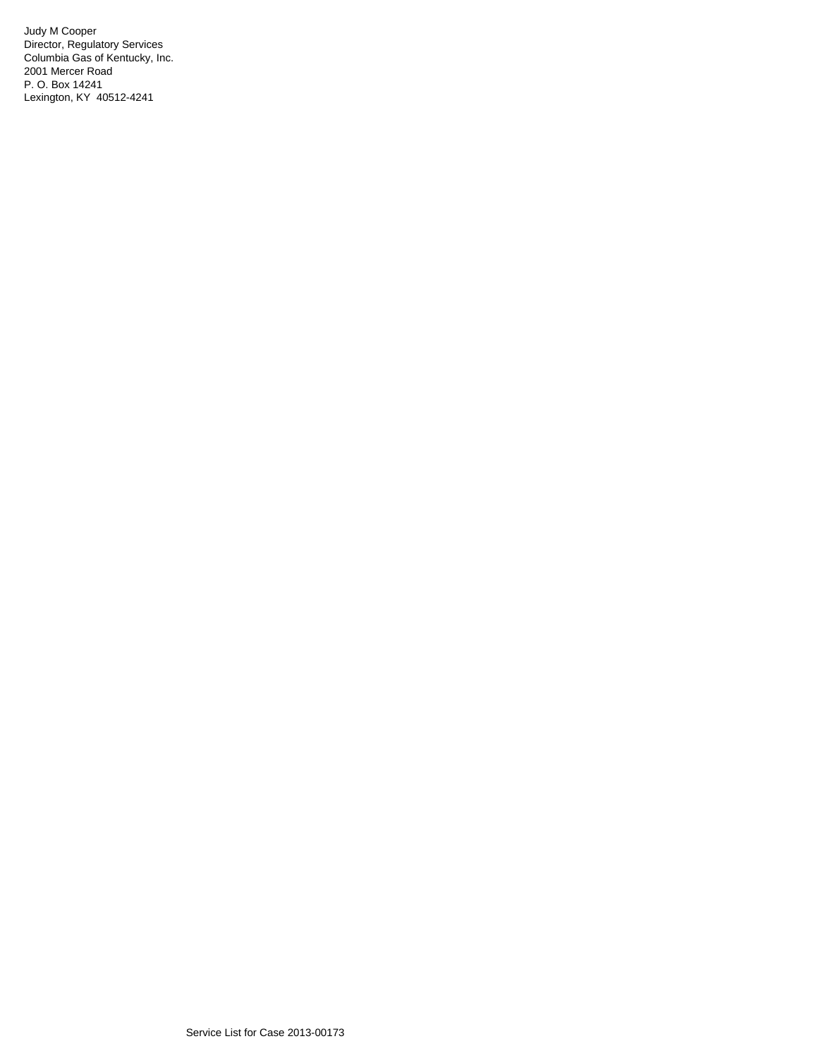Judy M Cooper
Director, Regulatory Services
Columbia Gas of Kentucky, Inc.
2001 Mercer Road
P. O. Box 14241
Lexington, KY  40512-4241